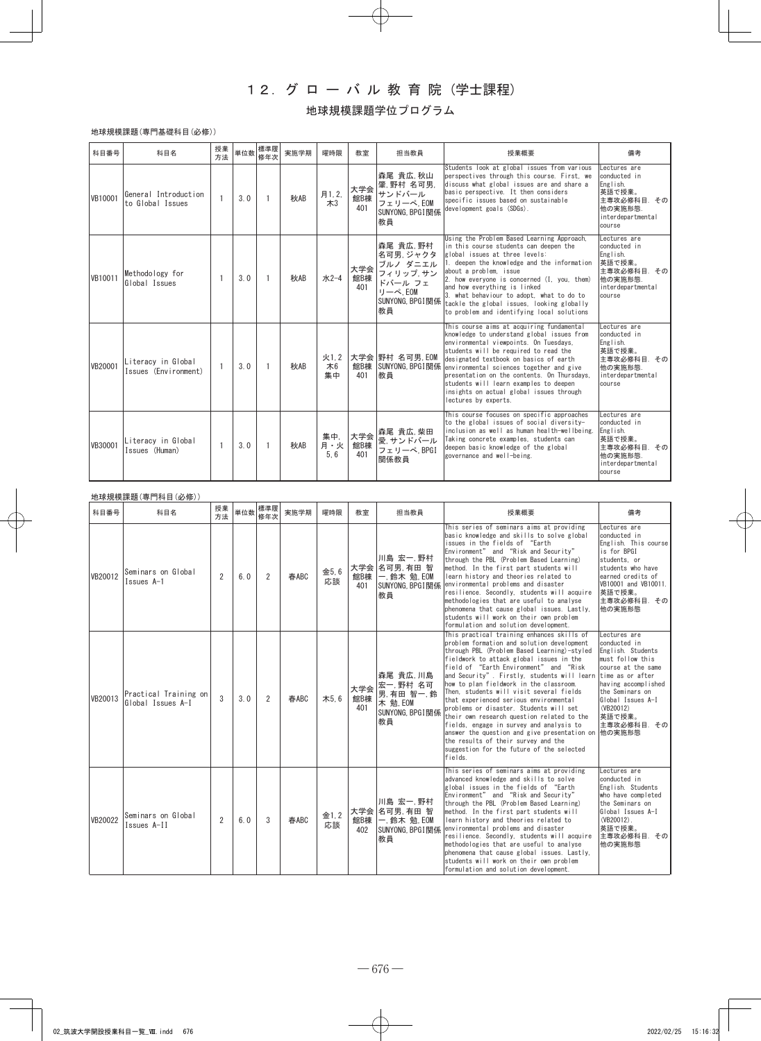# １２．グローバル教育院（学士課程）

## 地球規模課題学位プログラム

地球規模課題(専門基礎科目(必修))

| 科目番号 | 科目名 | 授業方法 | 単位数 | 標準履修年次 | 実施学期 | 曜時限 | 教室 | 担当教員 | 授業概要 | 備考 |
|---|---|---|---|---|---|---|---|---|---|---|
| VB10001 | General Introduction to Global Issues | 1 | 3.0 | 1 | 秋AB | 月1,2,木3 | 大学会館B棟401 | 森尾 貴広,秋山 肇,野村 名可男,サンドバール フェリーペ,EOM SUNYONG,BPGI関係教員 | Students look at global issues from various perspectives through this course. First, we discuss what global issues are and share a basic perspective. It then considers specific issues based on sustainable development goals (SDGs). | Lectures are conducted in English. 英語で授業。 主専攻必修科目. その他の実施形態. interdepartmental course |
| VB10011 | Methodology for Global Issues | 1 | 3.0 | 1 | 秋AB | 水2-4 | 大学会館B棟401 | 森尾 貴広,野村 名可男,ジャクタ ブルノ ダニエル フィリップ,サンドバール フェリーペ,EOM SUNYONG,BPGI関係教員 | Using the Problem Based Learning Approach, in this course students can deepen the global issues at three levels: 1. deepen the knowledge and the information about a problem, issue 2. how everyone is concerned (I, you, them) and how everything is linked 3. what behaviour to adopt, what to do to tackle the global issues, looking globally to problem and identifying local solutions | Lectures are conducted in English. 英語で授業。 主専攻必修科目. その他の実施形態. interdepartmental course |
| VB20001 | Literacy in Global Issues (Environment) | 1 | 3.0 | 1 | 秋AB | 火1,2 木6 集中 | 大学会館B棟401 | 野村 名可男,EOM SUNYONG,BPGI関係教員 | This course aims at acquiring fundamental knowledge to understand global issues from environmental viewpoints. On Tuesdays, students will be required to read the designated textbook on basics of earth environmental sciences together and give presentation on the contents. On Thursdays, students will learn examples to deepen insights on actual global issues through lectures by experts. | Lectures are conducted in English. 英語で授業。 主専攻必修科目. その他の実施形態. interdepartmental course |
| VB30001 | Literacy in Global Issues (Human) | 1 | 3.0 | 1 | 秋AB | 集中,月・火5,6 | 大学会館B棟401 | 森尾 貴広,柴田 愛,サンドバール フェリーペ,BPGI関係教員 | This course focuses on specific approaches to the global issues of social diversity-inclusion as well as human health-wellbeing. Taking concrete examples, students can deepen basic knowledge of the global governance and well-being. | Lectures are conducted in English. 英語で授業。 主専攻必修科目. その他の実施形態. interdepartmental course |

地球規模課題(専門科目(必修))

| 科目番号 | 科目名 | 授業方法 | 単位数 | 標準履修年次 | 実施学期 | 曜時限 | 教室 | 担当教員 | 授業概要 | 備考 |
|---|---|---|---|---|---|---|---|---|---|---|
| VB20012 | Seminars on Global Issues A-1 | 2 | 6.0 | 2 | 春ABC | 金5,6 応談 | 大学会館B棟401 | 川島 宏一,野村 名可男,有田 智一,鈴木 勉,EOM SUNYONG,BPGI関係教員 | This series of seminars aims at providing basic knowledge and skills to solve global issues in the fields of "Earth Environment" and "Risk and Security" through the PBL (Problem Based Learning) method. In the first part students will learn history and theories related to environmental problems and disaster resilience. Secondly, students will acquire methodologies that are useful to analyse phenomena that cause global issues. Lastly, students will work on their own problem formulation and solution development. | Lectures are conducted in English. This course is for BPGI students, or students who have earned credits of VB10001 and VB10011. 英語で授業。 主専攻必修科目. その他の実施形態 |
| VB20013 | Practical Training on Global Issues A-I | 3 | 3.0 | 2 | 春ABC | 木5,6 | 大学会館B棟401 | 森尾 貴広,川島 宏一,野村 名可男,有田 智一,鈴木 勉,EOM SUNYONG,BPGI関係教員 | This practical training enhances skills of problem formation and solution development through PBL (Problem Based Learning)-styled fieldwork to attack global issues in the field of "Earth Environment" and "Risk and Security". Firstly, students will learn how to plan fieldwork in the classroom. Then, students will visit several fields that experienced serious environmental problems or disaster. Students will set their own research question related to the fields, engage in survey and analysis to answer the question and give presentation on the results of their survey and the suggestion for the future of the selected fields. | Lectures are conducted in English. Students must follow this course at the same time as or after having accomplished the Seminars on Global Issues A-I (VB20012) 英語で授業。 主専攻必修科目. その他の実施形態 |
| VB20022 | Seminars on Global Issues A-II | 2 | 6.0 | 3 | 春ABC | 金1,2 応談 | 大学会館B棟402 | 川島 宏一,野村 名可男,有田 智一,鈴木 勉,EOM SUNYONG,BPGI関係教員 | This series of seminars aims at providing advanced knowledge and skills to solve global issues in the fields of "Earth Environment" and "Risk and Security" through the PBL (Problem Based Learning) method. In the first part students will learn history and theories related to environmental problems and disaster resilience. Secondly, students will acquire methodologies that are useful to analyse phenomena that cause global issues. Lastly, students will work on their own problem formulation and solution development. | Lectures are conducted in English. Students who have completed the Seminars on Global Issues A-I (VB20012). 英語で授業。 主専攻必修科目. その他の実施形態 |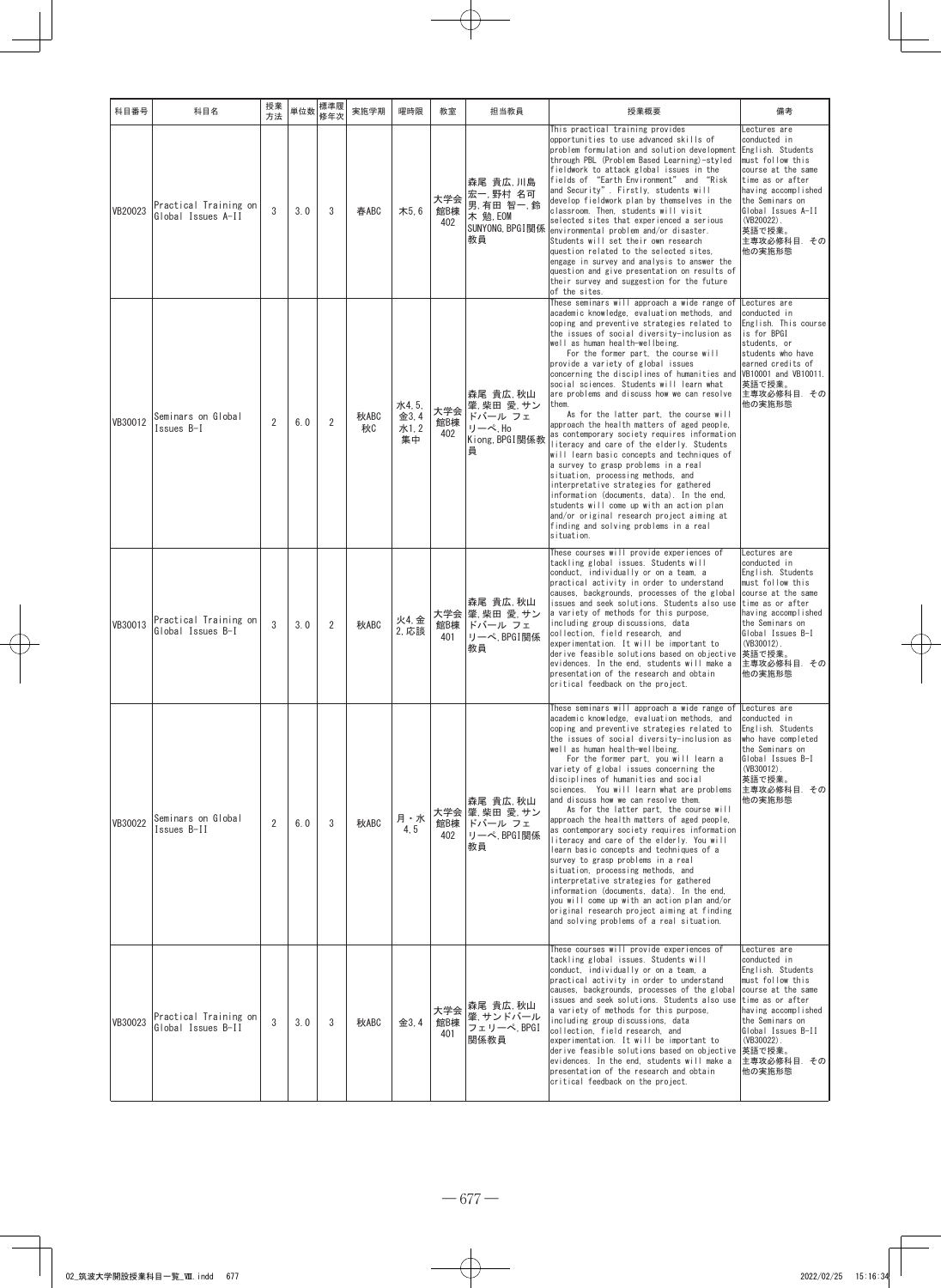| 科目番号 | 科目名 | 授業方法 | 単位数 | 標準履修年次 | 実施学期 | 曜時限 | 教室 | 担当教員 | 授業概要 | 備考 |
|---|---|---|---|---|---|---|---|---|---|---|
| VB20023 | Practical Training on Global Issues A-II | 3 | 3.0 | 3 | 春ABC | 木5,6 | 大学会館B棟402 | 森尾 貴広,川島 宏一,野村 名可男,有田 智一,鈴木 勉,EOM SUNYONG,BPGI関係教員 | This practical training provides opportunities to use advanced skills of problem formulation and solution development through PBL (Problem Based Learning)-styled fieldwork to attack global issues in the fields of "Earth Environment" and "Risk and Security". Firstly, students will develop fieldwork plan by themselves in the classroom. Then, students will visit selected sites that experienced a serious environmental problem and/or disaster. Students will set their own research question related to the selected sites, engage in survey and analysis to answer the question and give presentation on results of their survey and suggestion for the future of the sites. | Lectures are conducted in English. Students must follow this course at the same time as or after having accomplished the Seminars on Global Issues A-II (VB20022).<br>英語で授業。<br>主専攻必修科目. その他の実施形態 |
| VB30012 | Seminars on Global Issues B-I | 2 | 6.0 | 2 | 秋ABC<br>秋C | 水4,5,<br>金3,4<br>水1,2<br>集中 | 大学会館B棟402 | 森尾 貴広,秋山 肇,柴田 愛,サンドバール フェリーペ,Ho Kiong,BPGI関係教員 | These seminars will approach a wide range of academic knowledge, evaluation methods, and coping and preventive strategies related to the issues of social diversity-inclusion as well as human health-wellbeing.<br>For the former part, the course will provide a variety of global issues concerning the disciplines of humanities and social sciences. Students will learn what are problems and discuss how we can resolve them.<br>As for the latter part, the course will approach the health matters of aged people, as contemporary society requires information literacy and care of the elderly. Students will learn basic concepts and techniques of a survey to grasp problems in a real situation, processing methods, and interpretative strategies for gathered information (documents, data). In the end, students will come up with an action plan and/or original research project aiming at finding and solving problems in a real situation. | Lectures are conducted in English. This course is for BPGI students, or students who have earned credits of VB10001 and VB10011.<br>英語で授業。<br>主専攻必修科目. その他の実施形態 |
| VB30013 | Practical Training on Global Issues B-I | 3 | 3.0 | 2 | 秋ABC | 火4,金2,応談 | 大学会館B棟401 | 森尾 貴広,秋山 肇,柴田 愛,サンドバール フェリーペ,BPGI関係教員 | These courses will provide experiences of tackling global issues. Students will conduct, individually or on a team, a practical activity in order to understand causes, backgrounds, processes of the global issues and seek solutions. Students also use a variety of methods for this purpose, including group discussions, data collection, field research, and experimentation. It will be important to derive feasible solutions based on objective evidences. In the end, students will make a presentation of the research and obtain critical feedback on the project. | Lectures are conducted in English. Students must follow this course at the same time as or after having accomplished the Seminars on Global Issues B-I (VB30012).<br>英語で授業。<br>主専攻必修科目. その他の実施形態 |
| VB30022 | Seminars on Global Issues B-II | 2 | 6.0 | 3 | 秋ABC | 月・水4,5 | 大学会館B棟402 | 森尾 貴広,秋山 肇,柴田 愛,サンドバール フェリーペ,BPGI関係教員 | These seminars will approach a wide range of academic knowledge, evaluation methods, and coping and preventive strategies related to the issues of social diversity-inclusion as well as human health-wellbeing.<br>For the former part, you will learn a variety of global issues concerning the disciplines of humanities and social sciences. You will learn what are problems and discuss how we can resolve them.<br>As for the latter part, the course will approach the health matters of aged people, as contemporary society requires information literacy and care of the elderly. You will learn basic concepts and techniques of a survey to grasp problems in a real situation, processing methods, and interpretative strategies for gathered information (documents, data). In the end, you will come up with an action plan and/or original research project aiming at finding and solving problems of a real situation. | Lectures are conducted in English. Students who have completed the Seminars on Global Issues B-I (VB30012).<br>英語で授業。<br>主専攻必修科目. その他の実施形態 |
| VB30023 | Practical Training on Global Issues B-II | 3 | 3.0 | 3 | 秋ABC | 金3,4 | 大学会館B棟401 | 森尾 貴広,秋山 肇,サンドバール フェリーペ,BPGI関係教員 | These courses will provide experiences of tackling global issues. Students will conduct, individually or on a team, a practical activity in order to understand causes, backgrounds, processes of the global issues and seek solutions. Students also use a variety of methods for this purpose, including group discussions, data collection, field research, and experimentation. It will be important to derive feasible solutions based on objective evidences. In the end, students will make a presentation of the research and obtain critical feedback on the project. | Lectures are conducted in English. Students must follow this course at the same time as or after having accomplished the Seminars on Global Issues B-II (VB30022).<br>英語で授業。<br>主専攻必修科目. その他の実施形態 |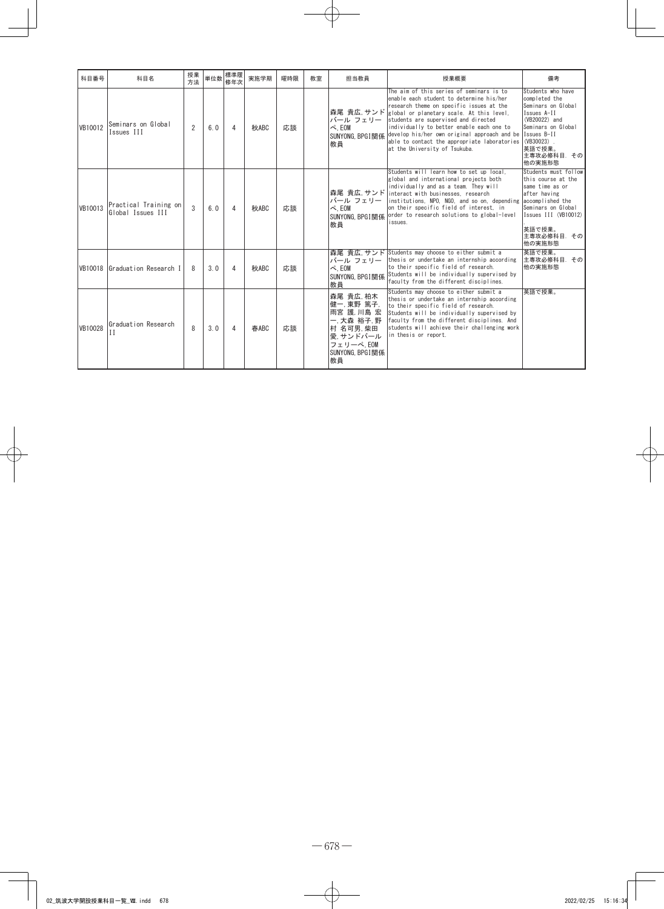| 科目番号 | 科目名 | 授業方法 | 単位数 | 標準履修年次 | 実施学期 | 曜時限 | 教室 | 担当教員 | 授業概要 | 備考 |
|---|---|---|---|---|---|---|---|---|---|---|
| VB10012 | Seminars on Global Issues III | 2 | 6.0 | 4 | 秋ABC | 応談 | | 森尾 貴広,サンドバール フェリーペ,EOM SUNYONG,BPGI関係教員 | The aim of this series of seminars is to enable each student to determine his/her research theme on specific issues at the global or planetary scale. At this level, students are supervised and directed individually to better enable each one to develop his/her own original approach and be able to contact the appropriate laboratories at the University of Tsukuba. | Students who have completed the Seminars on Global Issues A-II (VB20022) and Seminars on Global Issues B-II (VB30023). 英語で授業。 主専攻必修科目. その他の実施形態 |
| VB10013 | Practical Training on Global Issues III | 3 | 6.0 | 4 | 秋ABC | 応談 | | 森尾 貴広,サンドバール フェリーペ,EOM SUNYONG,BPGI関係教員 | Students will learn how to set up local, global and international projects both individually and as a team. They will interact with businesses, research institutions, NPO, NGO, and so on, depending on their specific field of interest, in order to research solutions to global-level issues. | Students must follow this course at the same time as or after having accomplished the Seminars on Global Issues III (VB10012). 英語で授業。 主専攻必修科目. その他の実施形態 |
| VB10018 | Graduation Research I | 8 | 3.0 | 4 | 秋ABC | 応談 | | 森尾 貴広,サンドバール フェリーペ,EOM SUNYONG,BPGI関係教員 | Students may choose to either submit a thesis or undertake an internship according to their specific field of research. Students will be individually supervised by faculty from the different disciplines. | 英語で授業。 主専攻必修科目. その他の実施形態 |
| VB10028 | Graduation Research II | 8 | 3.0 | 4 | 春ABC | 応談 | | 森尾 貴広,柏木 健一,東野 篤子,雨宮 護,川島 宏一,大森 裕子,野村 名可男,柴田 愛,サンドバール フェリーペ,EOM SUNYONG,BPGI関係教員 | Students may choose to either submit a thesis or undertake an internship according to their specific field of research. Students will be individually supervised by faculty from the different disciplines. And students will achieve their challenging work in thesis or report. | 英語で授業。 |